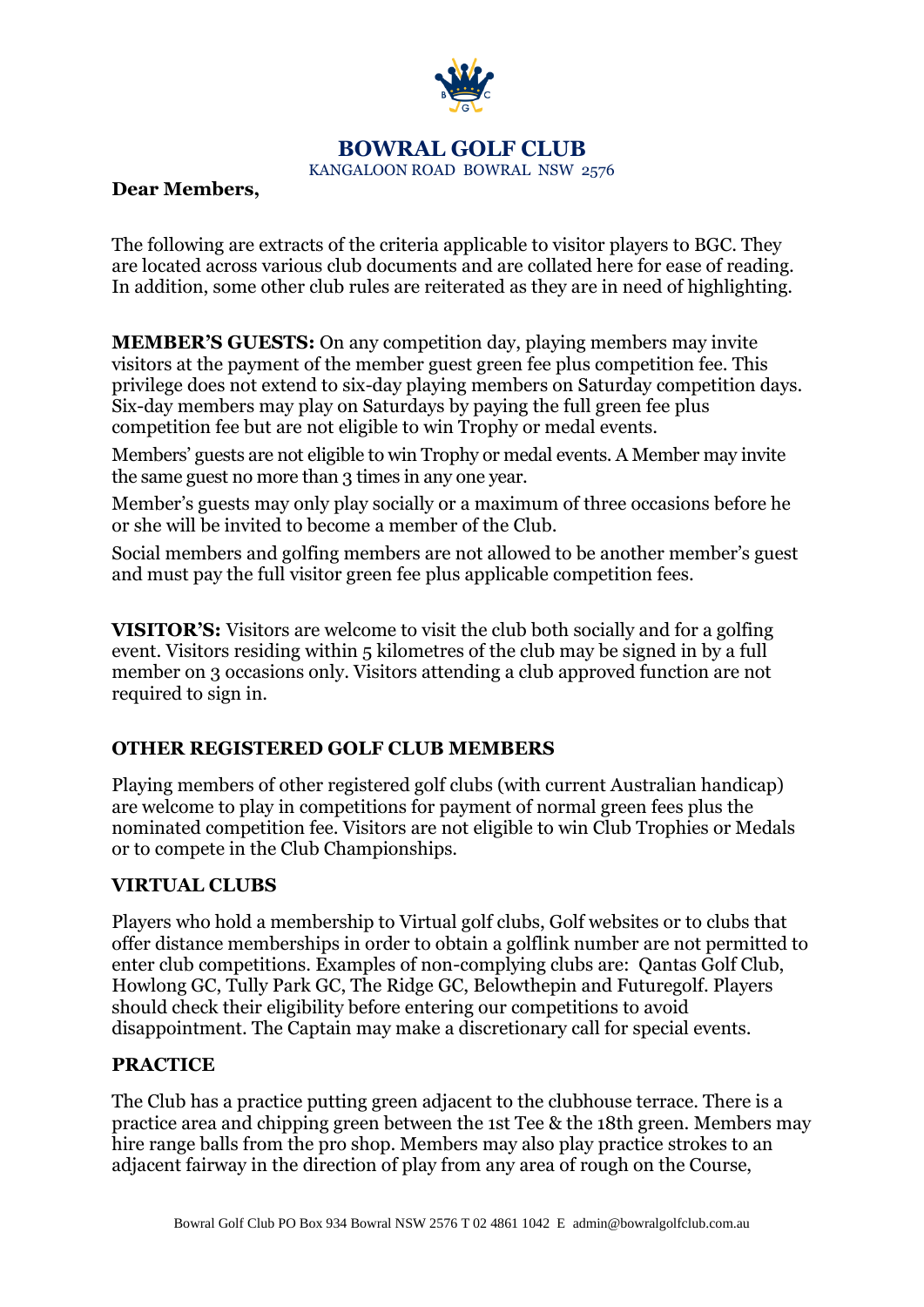# BOWRAL GOLF CLUB

KANGALOON ROAD BOWRAL NSW 2576

**Dear Members,**

The following are extracts of the criteria applicable to visitor players to BGC. They are located across various club documents and are collated here for ease of reading. In addition, some other club rules are reiterated as they are in need of highlighting.

**MEMBER'S GUESTS:** On any competition day, playing members may invite visitors at the payment of the member guest green fee plus competition fee. This privilege does not extend to six-day playing members on Saturday competition days. Six-day members may play on Saturdays by paying the full green fee plus competition fee but are not eligible to win Trophy or medal events.

Members' guests are not eligible to win Trophy or medal events. A Member may invite the same guest no more than 3 times in any one year.

Member's guests may only play socially or a maximum of three occasions before he or she will be invited to become a member of the Club.

Social members and golfing members are not allowed to be another member's guest and must pay the full visitor green fee plus applicable competition fees.

**VISITOR'S:** Visitors are welcome to visit the club both socially and for a golfing event. Visitors residing within 5 kilometres of the club may be signed in by a full member on 3 occasions only. Visitors attending a club approved function are not required to sign in.

## OTHER REGISTERED GOLF CLUB MEMBERS

Playing members of other registered golf clubs (with current Australian handicap) are welcome to play in competitions for payment of normal green fees plus the nominated competition fee. Visitors are not eligible to win Club Trophies or Medals or to compete in the Club Championships.

## VIRTUAL CLUBS

Players who hold a membership to Virtual golf clubs, Golf websites or to clubs that offer distance memberships in order to obtain a golflink number are not permitted to enter club competitions. Examples of non-complying clubs are: Qantas Golf Club, Howlong GC, Tully Park GC, The Ridge GC, Belowthepin and Futuregolf. Players should check their eligibility before entering our competitions to avoid disappointment. The Captain may make a discretionary call for special events.

## PRACTICE

The Club has a practice putting green adjacent to the clubhouse terrace. There is a practice area and chipping green between the 1st Tee & the 18th green. Members may hire range balls from the pro shop. Members may also play practice strokes to an adjacent fairway in the direction of play from any area of rough on the Course,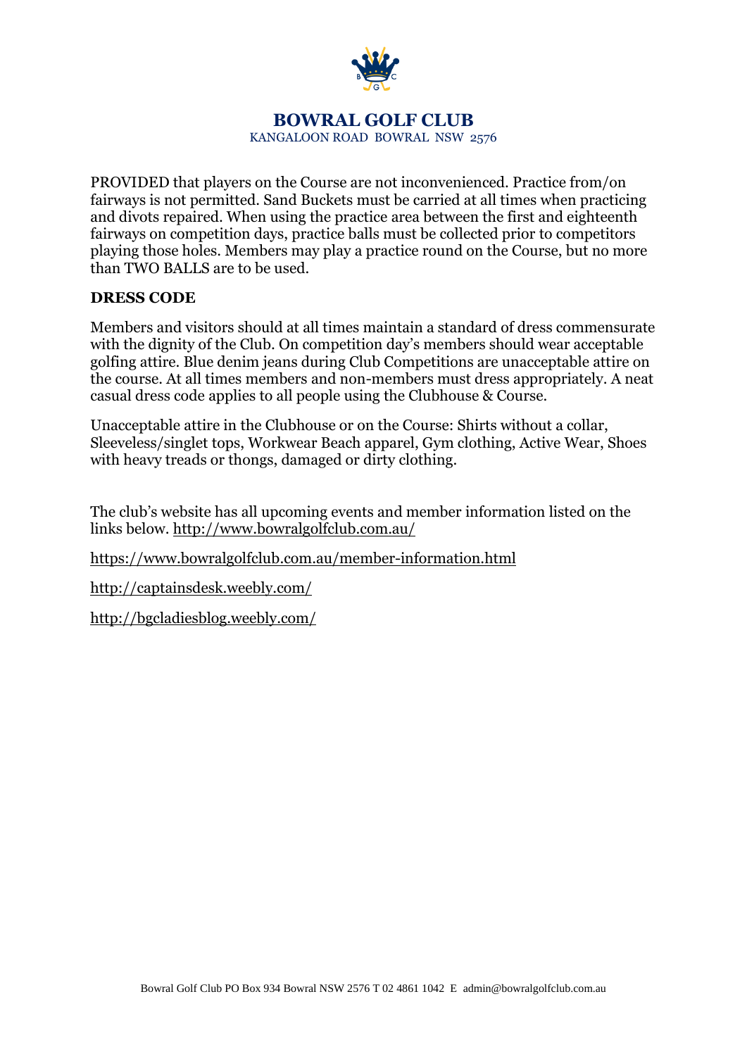PROVIDED that players on the Course are not inconvenienced. Practice from/on fairways is not permitted. Sand Buckets must be carried at all times when practicing and divots repaired. When using the practice area between the first and eighteenth fairways on competition days, practice balls must be collected prior to competitors playing those holes. Members may play a practice round on the Course, but no more than TWO BALLS are to be used.

**DRESS CODE**

Members and visitors should at all times maintain a standard of dress commensurate with the dignity of the Club. On competition day's members should wear acceptable golfing attire. Blue denim jeans during Club Competitions are unacceptable attire on the course. At all times members and non-members must dress appropriately. A neat casual dress code applies to all people using the Clubhouse & Course.

Unacceptable attire in the Clubhouse or on the Course: Shirts without a collar, Sleeveless/singlet tops, Workwear Beach apparel, Gym clothing, Active Wear, Shoes with heavy treads or thongs, damaged or dirty clothing.

The club's website has all upcoming events and member information listed on the links below. http://www.bowralgolfclub.com.au/

https://www.bowralgolfclub.com.au/member-information.html

http://captainsdesk.weebly.com/

http://bgcladiesblog.weebly.com/